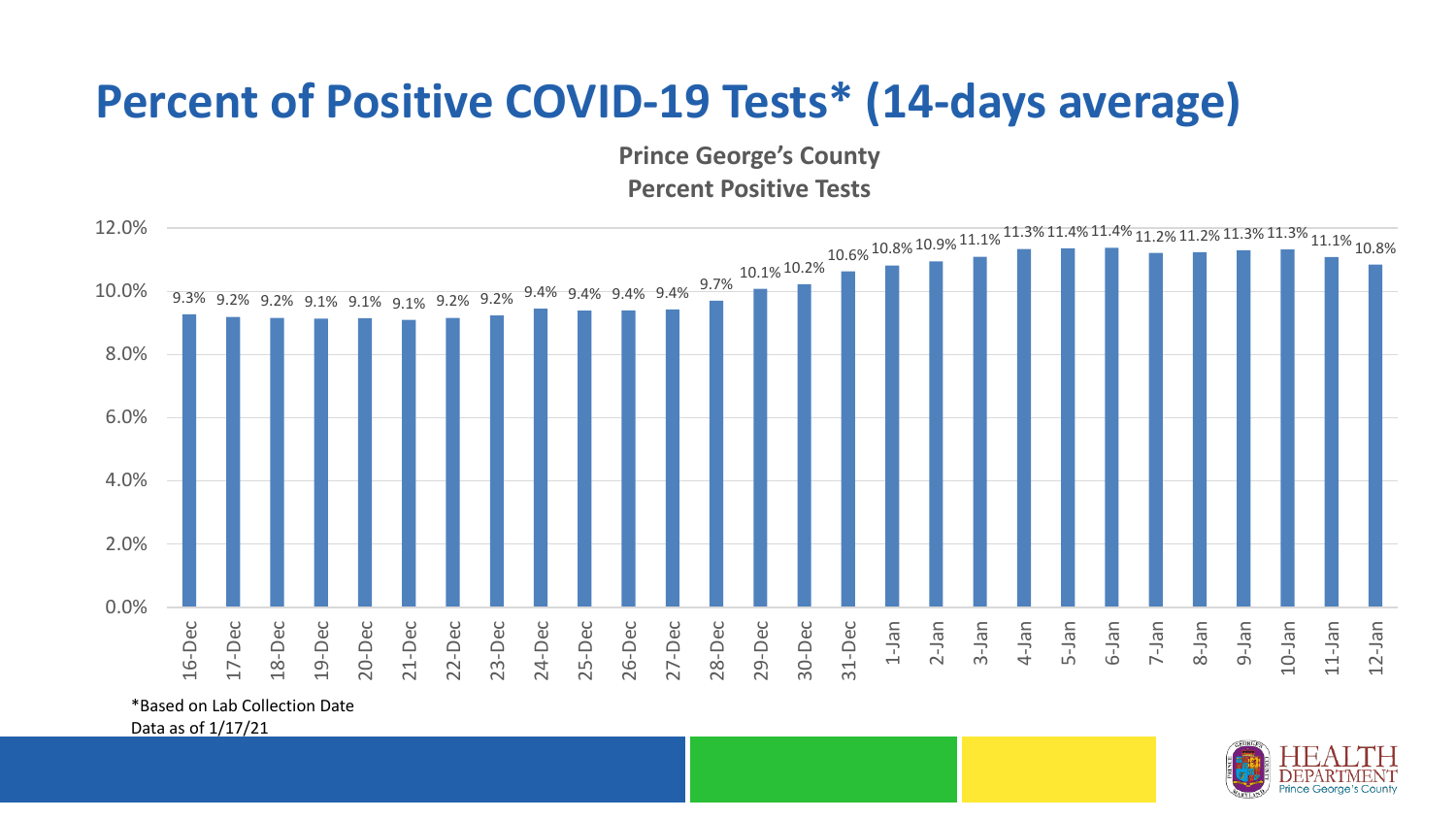# Percent of Positive COVID-19 Tests* (14-days average)

**Prince George's County**
**Percent Positive Tests**

| Date | Percent Positive |
|---|---|
| 16-Dec | 9.3% |
| 17-Dec | 9.2% |
| 18-Dec | 9.2% |
| 19-Dec | 9.1% |
| 20-Dec | 9.1% |
| 21-Dec | 9.1% |
| 22-Dec | 9.2% |
| 23-Dec | 9.2% |
| 24-Dec | 9.4% |
| 25-Dec | 9.4% |
| 26-Dec | 9.4% |
| 27-Dec | 9.4% |
| 28-Dec | 9.7% |
| 29-Dec | 10.1% |
| 30-Dec | 10.2% |
| 31-Dec | 10.6% |
| 1-Jan | 10.8% |
| 2-Jan | 10.9% |
| 3-Jan | 11.1% |
| 4-Jan | 11.3% |
| 5-Jan | 11.4% |
| 6-Jan | 11.4% |
| 7-Jan | 11.2% |
| 8-Jan | 11.2% |
| 9-Jan | 11.3% |
| 10-Jan | 11.3% |
| 11-Jan | 11.1% |
| 12-Jan | 10.8% |

*Based on Lab Collection Date
Data as of 1/17/21

HEALTH DEPARTMENT
Prince George's County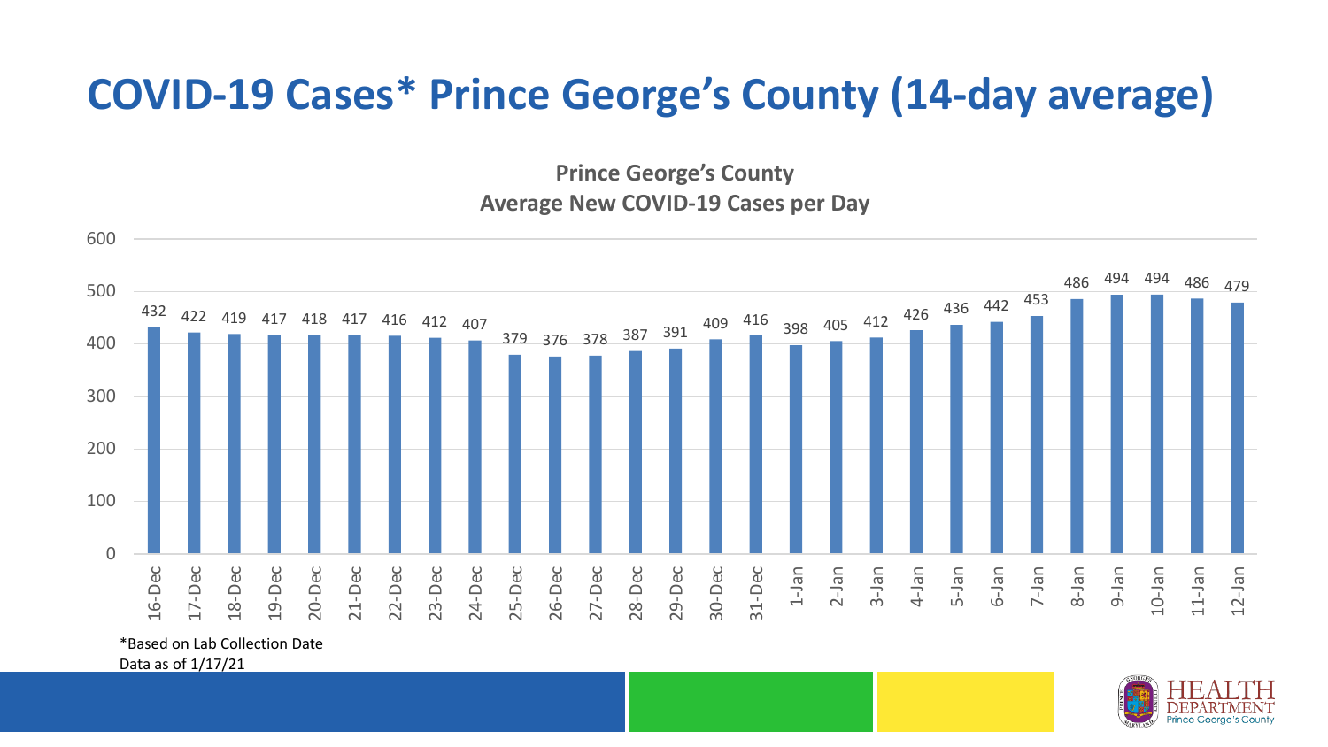# COVID-19 Cases* Prince George's County (14-day average)

**Prince George's County**
**Average New COVID-19 Cases per Day**

| Date | Average New Cases per Day |
| --- | --- |
| 16-Dec | 432 |
| 17-Dec | 422 |
| 18-Dec | 419 |
| 19-Dec | 417 |
| 20-Dec | 418 |
| 21-Dec | 417 |
| 22-Dec | 416 |
| 23-Dec | 412 |
| 24-Dec | 407 |
| 25-Dec | 379 |
| 26-Dec | 376 |
| 27-Dec | 378 |
| 28-Dec | 387 |
| 29-Dec | 391 |
| 30-Dec | 409 |
| 31-Dec | 416 |
| 1-Jan | 398 |
| 2-Jan | 405 |
| 3-Jan | 412 |
| 4-Jan | 426 |
| 5-Jan | 436 |
| 6-Jan | 442 |
| 7-Jan | 453 |
| 8-Jan | 486 |
| 9-Jan | 494 |
| 10-Jan | 494 |
| 11-Jan | 486 |
| 12-Jan | 479 |

*Based on Lab Collection Date
Data as of 1/17/21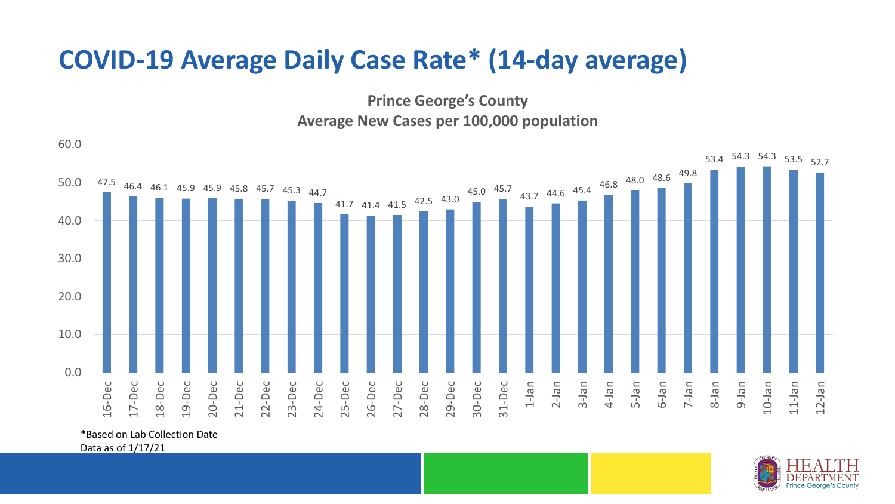# COVID-19 Average Daily Case Rate* (14-day average)

**Prince George's County**
**Average New Cases per 100,000 population**

60.0
50.0
40.0
30.0
20.0
10.0
0.0

47.5 46.4 46.1 45.9 45.9 45.8 45.7 45.3 44.7 41.7 41.4 41.5 42.5 43.0 45.0 45.7 43.7 44.6 45.4 46.8 48.0 48.6 49.8 53.4 54.3 54.3 53.5 52.7

16-Dec 17-Dec 18-Dec 19-Dec 20-Dec 21-Dec 22-Dec 23-Dec 24-Dec 25-Dec 26-Dec 27-Dec 28-Dec 29-Dec 30-Dec 31-Dec 1-Jan 2-Jan 3-Jan 4-Jan 5-Jan 6-Jan 7-Jan 8-Jan 9-Jan 10-Jan 11-Jan 12-Jan

*Based on Lab Collection Date
Data as of 1/17/21

HEALTH DEPARTMENT
Prince George's County